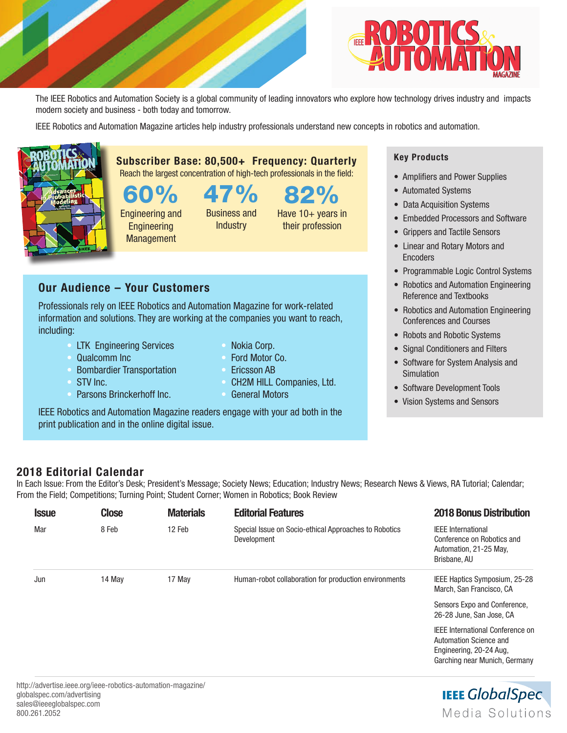# IEEE ROBOTICS & AUTOMATION MAGAZINE

The IEEE Robotics and Automation Society is a global community of leading innovators who explore how technology drives industry and impacts modern society and business - both today and tomorrow.

IEEE Robotics and Automation Magazine articles help industry professionals understand new concepts in robotics and automation.

## Subscriber Base: 80,500+ Frequency: Quarterly

Reach the largest concentration of high-tech professionals in the field:

**60%** Engineering and Engineering Management

**47%** Business and Industry

**82%** Have 10+ years in their profession

## Key Products

- Amplifiers and Power Supplies
- Automated Systems
- Data Acquisition Systems
- Embedded Processors and Software
- Grippers and Tactile Sensors
- Linear and Rotary Motors and Encoders
- Programmable Logic Control Systems
- Robotics and Automation Engineering Reference and Textbooks
- Robotics and Automation Engineering Conferences and Courses
- Robots and Robotic Systems
- Signal Conditioners and Filters
- Software for System Analysis and Simulation
- Software Development Tools
- Vision Systems and Sensors

## Our Audience – Your Customers

Professionals rely on IEEE Robotics and Automation Magazine for work-related information and solutions. They are working at the companies you want to reach, including:

- LTK Engineering Services
- Qualcomm Inc
- Bombardier Transportation
- STV Inc.
- Parsons Brinckerhoff Inc.
- Nokia Corp.
- Ford Motor Co.
- Ericsson AB
- CH2M HILL Companies, Ltd.
- General Motors

IEEE Robotics and Automation Magazine readers engage with your ad both in the print publication and in the online digital issue.

## 2018 Editorial Calendar

In Each Issue: From the Editor's Desk; President's Message; Society News; Education; Industry News; Research News & Views, RA Tutorial; Calendar; From the Field; Competitions; Turning Point; Student Corner; Women in Robotics; Book Review

| Issue | Close | Materials | Editorial Features | 2018 Bonus Distribution |
|---|---|---|---|---|
| Mar | 8 Feb | 12 Feb | Special Issue on Socio-ethical Approaches to Robotics Development | IEEE International Conference on Robotics and Automation, 21-25 May, Brisbane, AU |
| Jun | 14 May | 17 May | Human-robot collaboration for production environments | IEEE Haptics Symposium, 25-28 March, San Francisco, CA<br>Sensors Expo and Conference, 26-28 June, San Jose, CA<br>IEEE International Conference on Automation Science and Engineering, 20-24 Aug, Garching near Munich, Germany |

http://advertise.ieee.org/ieee-robotics-automation-magazine/
globalspec.com/advertising
sales@ieeeglobalspec.com
800.261.2052

IEEE GlobalSpec Media Solutions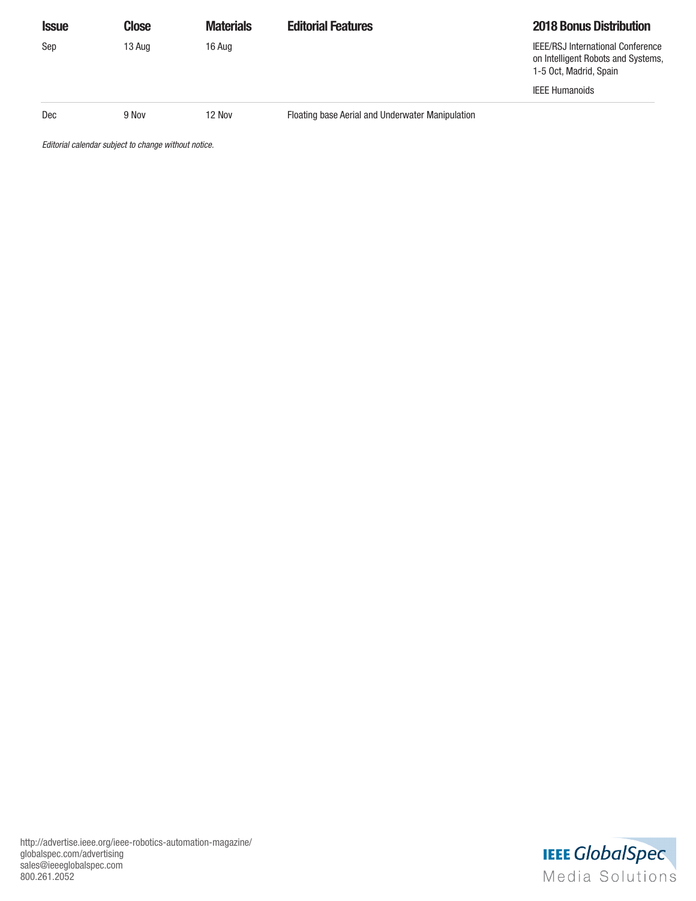| Issue | Close | Materials | Editorial Features | 2018 Bonus Distribution |
|---|---|---|---|---|
| Sep | 13 Aug | 16 Aug | | IEEE/RSJ International Conference on Intelligent Robots and Systems, 1-5 Oct, Madrid, Spain<br><br>IEEE Humanoids |
| Dec | 9 Nov | 12 Nov | Floating base Aerial and Underwater Manipulation | |

*Editorial calendar subject to change without notice.*

http://advertise.ieee.org/ieee-robotics-automation-magazine/
globalspec.com/advertising
sales@ieeeglobalspec.com
800.261.2052

IEEE GlobalSpec Media Solutions